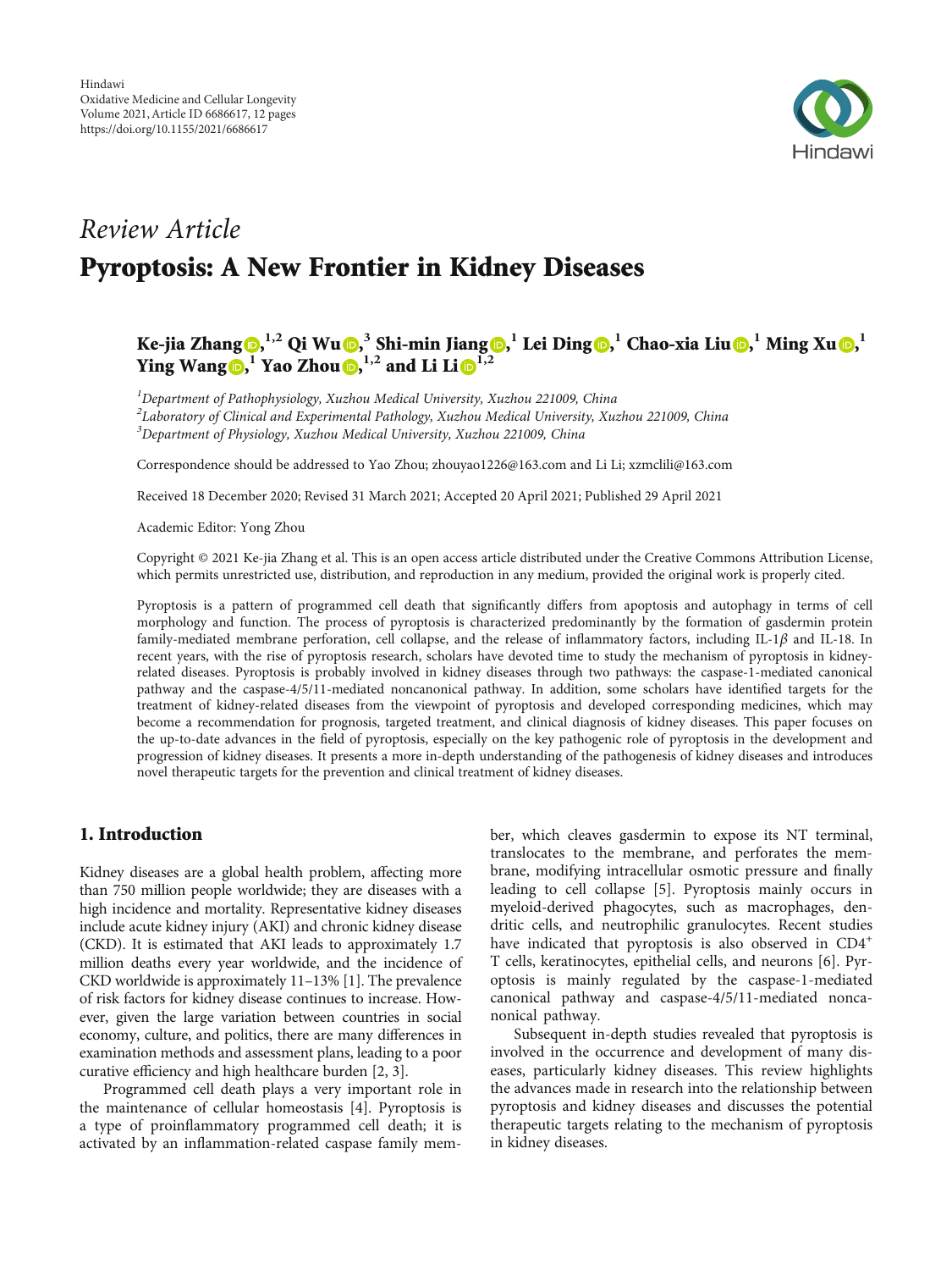Hindawi
Oxidative Medicine and Cellular Longevity
Volume 2021, Article ID 6686617, 12 pages
https://doi.org/10.1155/2021/6686617

*Review Article*

# Pyroptosis: A New Frontier in Kidney Diseases

**Ke-jia Zhang,[1,2] Qi Wu,[3] Shi-min Jiang,[1] Lei Ding,[1] Chao-xia Liu,[1] Ming Xu,[1] Ying Wang,[1] Yao Zhou,[1,2] and Li Li[1,2]**

[1]*Department of Pathophysiology, Xuzhou Medical University, Xuzhou 221009, China*
[2]*Laboratory of Clinical and Experimental Pathology, Xuzhou Medical University, Xuzhou 221009, China*
[3]*Department of Physiology, Xuzhou Medical University, Xuzhou 221009, China*

Correspondence should be addressed to Yao Zhou; zhouyao1226@163.com and Li Li; xzmclili@163.com

Received 18 December 2020; Revised 31 March 2021; Accepted 20 April 2021; Published 29 April 2021

Academic Editor: Yong Zhou

Copyright © 2021 Ke-jia Zhang et al. This is an open access article distributed under the Creative Commons Attribution License, which permits unrestricted use, distribution, and reproduction in any medium, provided the original work is properly cited.

Pyroptosis is a pattern of programmed cell death that significantly differs from apoptosis and autophagy in terms of cell morphology and function. The process of pyroptosis is characterized predominantly by the formation of gasdermin protein family-mediated membrane perforation, cell collapse, and the release of inflammatory factors, including IL-1$\beta$ and IL-18. In recent years, with the rise of pyroptosis research, scholars have devoted time to study the mechanism of pyroptosis in kidney-related diseases. Pyroptosis is probably involved in kidney diseases through two pathways: the caspase-1-mediated canonical pathway and the caspase-4/5/11-mediated noncanonical pathway. In addition, some scholars have identified targets for the treatment of kidney-related diseases from the viewpoint of pyroptosis and developed corresponding medicines, which may become a recommendation for prognosis, targeted treatment, and clinical diagnosis of kidney diseases. This paper focuses on the up-to-date advances in the field of pyroptosis, especially on the key pathogenic role of pyroptosis in the development and progression of kidney diseases. It presents a more in-depth understanding of the pathogenesis of kidney diseases and introduces novel therapeutic targets for the prevention and clinical treatment of kidney diseases.

## 1. Introduction

Kidney diseases are a global health problem, affecting more than 750 million people worldwide; they are diseases with a high incidence and mortality. Representative kidney diseases include acute kidney injury (AKI) and chronic kidney disease (CKD). It is estimated that AKI leads to approximately 1.7 million deaths every year worldwide, and the incidence of CKD worldwide is approximately 11–13% [1]. The prevalence of risk factors for kidney disease continues to increase. However, given the large variation between countries in social economy, culture, and politics, there are many differences in examination methods and assessment plans, leading to a poor curative efficiency and high healthcare burden [2, 3].

Programmed cell death plays a very important role in the maintenance of cellular homeostasis [4]. Pyroptosis is a type of proinflammatory programmed cell death; it is activated by an inflammation-related caspase family member, which cleaves gasdermin to expose its NT terminal, translocates to the membrane, and perforates the membrane, modifying intracellular osmotic pressure and finally leading to cell collapse [5]. Pyroptosis mainly occurs in myeloid-derived phagocytes, such as macrophages, dendritic cells, and neutrophilic granulocytes. Recent studies have indicated that pyroptosis is also observed in $CD4^+$ T cells, keratinocytes, epithelial cells, and neurons [6]. Pyroptosis is mainly regulated by the caspase-1-mediated canonical pathway and caspase-4/5/11-mediated noncanonical pathway.

Subsequent in-depth studies revealed that pyroptosis is involved in the occurrence and development of many diseases, particularly kidney diseases. This review highlights the advances made in research into the relationship between pyroptosis and kidney diseases and discusses the potential therapeutic targets relating to the mechanism of pyroptosis in kidney diseases.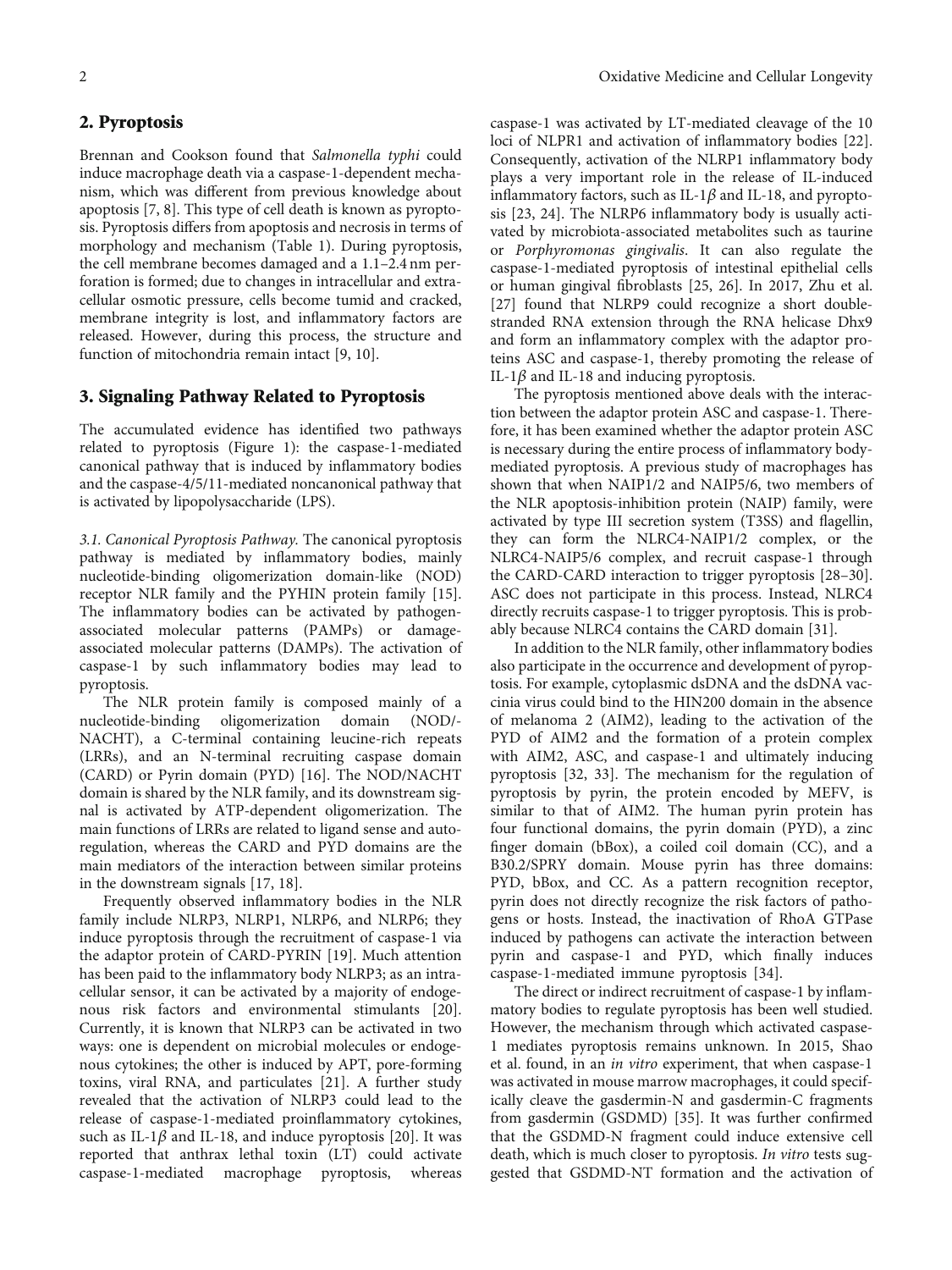## 2. Pyroptosis

Brennan and Cookson found that *Salmonella typhi* could induce macrophage death via a caspase-1-dependent mechanism, which was different from previous knowledge about apoptosis [7, 8]. This type of cell death is known as pyroptosis. Pyroptosis differs from apoptosis and necrosis in terms of morphology and mechanism (Table 1). During pyroptosis, the cell membrane becomes damaged and a 1.1–2.4 nm perforation is formed; due to changes in intracellular and extracellular osmotic pressure, cells become tumid and cracked, membrane integrity is lost, and inflammatory factors are released. However, during this process, the structure and function of mitochondria remain intact [9, 10].

## 3. Signaling Pathway Related to Pyroptosis

The accumulated evidence has identified two pathways related to pyroptosis (Figure 1): the caspase-1-mediated canonical pathway that is induced by inflammatory bodies and the caspase-4/5/11-mediated noncanonical pathway that is activated by lipopolysaccharide (LPS).

*3.1. Canonical Pyroptosis Pathway.* The canonical pyroptosis pathway is mediated by inflammatory bodies, mainly nucleotide-binding oligomerization domain-like (NOD) receptor NLR family and the PYHIN protein family [15]. The inflammatory bodies can be activated by pathogen-associated molecular patterns (PAMPs) or damage-associated molecular patterns (DAMPs). The activation of caspase-1 by such inflammatory bodies may lead to pyroptosis.

The NLR protein family is composed mainly of a nucleotide-binding oligomerization domain (NOD/-NACHT), a C-terminal containing leucine-rich repeats (LRRs), and an N-terminal recruiting caspase domain (CARD) or Pyrin domain (PYD) [16]. The NOD/NACHT domain is shared by the NLR family, and its downstream signal is activated by ATP-dependent oligomerization. The main functions of LRRs are related to ligand sense and autoregulation, whereas the CARD and PYD domains are the main mediators of the interaction between similar proteins in the downstream signals [17, 18].

Frequently observed inflammatory bodies in the NLR family include NLRP3, NLRP1, NLRP6, and NLRP6; they induce pyroptosis through the recruitment of caspase-1 via the adaptor protein of CARD-PYRIN [19]. Much attention has been paid to the inflammatory body NLRP3; as an intracellular sensor, it can be activated by a majority of endogenous risk factors and environmental stimulants [20]. Currently, it is known that NLRP3 can be activated in two ways: one is dependent on microbial molecules or endogenous cytokines; the other is induced by APT, pore-forming toxins, viral RNA, and particulates [21]. A further study revealed that the activation of NLRP3 could lead to the release of caspase-1-mediated proinflammatory cytokines, such as IL-1$\beta$ and IL-18, and induce pyroptosis [20]. It was reported that anthrax lethal toxin (LT) could activate caspase-1-mediated macrophage pyroptosis, whereas caspase-1 was activated by LT-mediated cleavage of the 10 loci of NLPR1 and activation of inflammatory bodies [22]. Consequently, activation of the NLRP1 inflammatory body plays a very important role in the release of IL-induced inflammatory factors, such as IL-1$\beta$ and IL-18, and pyroptosis [23, 24]. The NLRP6 inflammatory body is usually activated by microbiota-associated metabolites such as taurine or *Porphyromonas gingivalis*. It can also regulate the caspase-1-mediated pyroptosis of intestinal epithelial cells or human gingival fibroblasts [25, 26]. In 2017, Zhu et al. [27] found that NLRP9 could recognize a short double-stranded RNA extension through the RNA helicase Dhx9 and form an inflammatory complex with the adaptor proteins ASC and caspase-1, thereby promoting the release of IL-1$\beta$ and IL-18 and inducing pyroptosis.

The pyroptosis mentioned above deals with the interaction between the adaptor protein ASC and caspase-1. Therefore, it has been examined whether the adaptor protein ASC is necessary during the entire process of inflammatory body-mediated pyroptosis. A previous study of macrophages has shown that when NAIP1/2 and NAIP5/6, two members of the NLR apoptosis-inhibition protein (NAIP) family, were activated by type III secretion system (T3SS) and flagellin, they can form the NLRC4-NAIP1/2 complex, or the NLRC4-NAIP5/6 complex, and recruit caspase-1 through the CARD-CARD interaction to trigger pyroptosis [28–30]. ASC does not participate in this process. Instead, NLRC4 directly recruits caspase-1 to trigger pyroptosis. This is probably because NLRC4 contains the CARD domain [31].

In addition to the NLR family, other inflammatory bodies also participate in the occurrence and development of pyroptosis. For example, cytoplasmic dsDNA and the dsDNA vaccinia virus could bind to the HIN200 domain in the absence of melanoma 2 (AIM2), leading to the activation of the PYD of AIM2 and the formation of a protein complex with AIM2, ASC, and caspase-1 and ultimately inducing pyroptosis [32, 33]. The mechanism for the regulation of pyroptosis by pyrin, the protein encoded by MEFV, is similar to that of AIM2. The human pyrin protein has four functional domains, the pyrin domain (PYD), a zinc finger domain (bBox), a coiled coil domain (CC), and a B30.2/SPRY domain. Mouse pyrin has three domains: PYD, bBox, and CC. As a pattern recognition receptor, pyrin does not directly recognize the risk factors of pathogens or hosts. Instead, the inactivation of RhoA GTPase induced by pathogens can activate the interaction between pyrin and caspase-1 and PYD, which finally induces caspase-1-mediated immune pyroptosis [34].

The direct or indirect recruitment of caspase-1 by inflammatory bodies to regulate pyroptosis has been well studied. However, the mechanism through which activated caspase-1 mediates pyroptosis remains unknown. In 2015, Shao et al. found, in an *in vitro* experiment, that when caspase-1 was activated in mouse marrow macrophages, it could specifically cleave the gasdermin-N and gasdermin-C fragments from gasdermin (GSDMD) [35]. It was further confirmed that the GSDMD-N fragment could induce extensive cell death, which is much closer to pyroptosis. *In vitro* tests suggested that GSDMD-NT formation and the activation of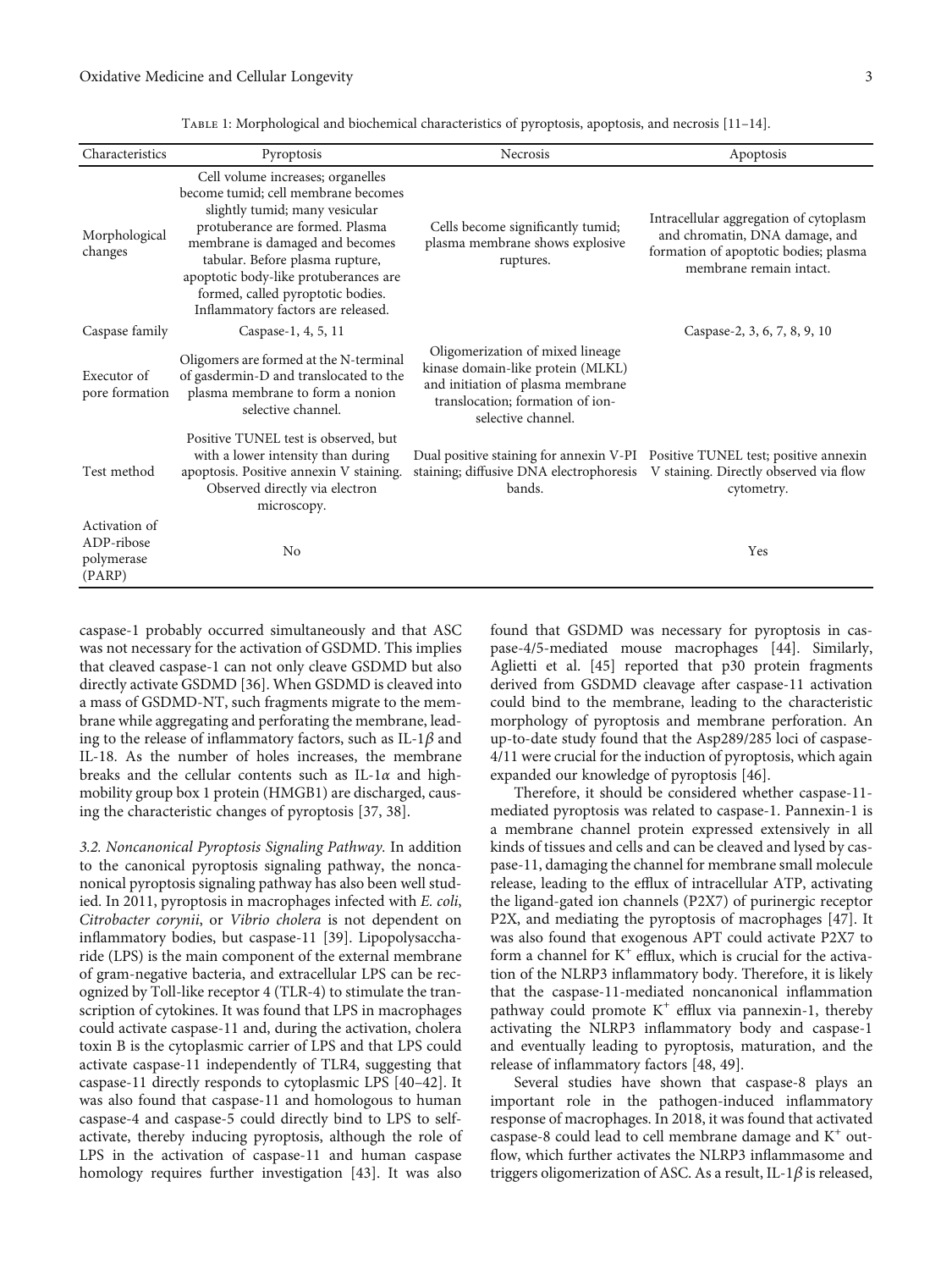Table 1: Morphological and biochemical characteristics of pyroptosis, apoptosis, and necrosis [11–14].

| Characteristics | Pyroptosis | Necrosis | Apoptosis |
|---|---|---|---|
| Morphological changes | Cell volume increases; organelles become tumid; cell membrane becomes slightly tumid; many vesicular protuberance are formed. Plasma membrane is damaged and becomes tabular. Before plasma rupture, apoptotic body-like protuberances are formed, called pyroptotic bodies. Inflammatory factors are released. | Cells become significantly tumid; plasma membrane shows explosive ruptures. | Intracellular aggregation of cytoplasm and chromatin, DNA damage, and formation of apoptotic bodies; plasma membrane remain intact. |
| Caspase family | Caspase-1, 4, 5, 11 | | Caspase-2, 3, 6, 7, 8, 9, 10 |
| Executor of pore formation | Oligomers are formed at the N-terminal of gasdermin-D and translocated to the plasma membrane to form a nonion selective channel. | Oligomerization of mixed lineage kinase domain-like protein (MLKL) and initiation of plasma membrane translocation; formation of ion-selective channel. | |
| Test method | Positive TUNEL test is observed, but with a lower intensity than during apoptosis. Positive annexin V staining. Observed directly via electron microscopy. | Dual positive staining for annexin V-PI staining; diffusive DNA electrophoresis bands. | Positive TUNEL test; positive annexin V staining. Directly observed via flow cytometry. |
| Activation of ADP-ribose polymerase (PARP) | No | | Yes |

caspase-1 probably occurred simultaneously and that ASC was not necessary for the activation of GSDMD. This implies that cleaved caspase-1 can not only cleave GSDMD but also directly activate GSDMD [36]. When GSDMD is cleaved into a mass of GSDMD-NT, such fragments migrate to the membrane while aggregating and perforating the membrane, leading to the release of inflammatory factors, such as IL-1$\beta$ and IL-18. As the number of holes increases, the membrane breaks and the cellular contents such as IL-1$\alpha$ and high-mobility group box 1 protein (HMGB1) are discharged, causing the characteristic changes of pyroptosis [37, 38].

*3.2. Noncanonical Pyroptosis Signaling Pathway.* In addition to the canonical pyroptosis signaling pathway, the noncanonical pyroptosis signaling pathway has also been well studied. In 2011, pyroptosis in macrophages infected with *E. coli*, *Citrobacter corynii*, or *Vibrio cholera* is not dependent on inflammatory bodies, but caspase-11 [39]. Lipopolysaccharide (LPS) is the main component of the external membrane of gram-negative bacteria, and extracellular LPS can be recognized by Toll-like receptor 4 (TLR-4) to stimulate the transcription of cytokines. It was found that LPS in macrophages could activate caspase-11 and, during the activation, cholera toxin B is the cytoplasmic carrier of LPS and that LPS could activate caspase-11 independently of TLR4, suggesting that caspase-11 directly responds to cytoplasmic LPS [40–42]. It was also found that caspase-11 and homologous to human caspase-4 and caspase-5 could directly bind to LPS to self-activate, thereby inducing pyroptosis, although the role of LPS in the activation of caspase-11 and human caspase homology requires further investigation [43]. It was also found that GSDMD was necessary for pyroptosis in caspase-4/5-mediated mouse macrophages [44]. Similarly, Aglietti et al. [45] reported that p30 protein fragments derived from GSDMD cleavage after caspase-11 activation could bind to the membrane, leading to the characteristic morphology of pyroptosis and membrane perforation. An up-to-date study found that the Asp289/285 loci of caspase-4/11 were crucial for the induction of pyroptosis, which again expanded our knowledge of pyroptosis [46].

Therefore, it should be considered whether caspase-11-mediated pyroptosis was related to caspase-1. Pannexin-1 is a membrane channel protein expressed extensively in all kinds of tissues and cells and can be cleaved and lysed by caspase-11, damaging the channel for membrane small molecule release, leading to the efflux of intracellular ATP, activating the ligand-gated ion channels (P2X7) of purinergic receptor P2X, and mediating the pyroptosis of macrophages [47]. It was also found that exogenous APT could activate P2X7 to form a channel for $K^+$ efflux, which is crucial for the activation of the NLRP3 inflammatory body. Therefore, it is likely that the caspase-11-mediated noncanonical inflammation pathway could promote $K^+$ efflux via pannexin-1, thereby activating the NLRP3 inflammatory body and caspase-1 and eventually leading to pyroptosis, maturation, and the release of inflammatory factors [48, 49].

Several studies have shown that caspase-8 plays an important role in the pathogen-induced inflammatory response of macrophages. In 2018, it was found that activated caspase-8 could lead to cell membrane damage and $K^+$ outflow, which further activates the NLRP3 inflammasome and triggers oligomerization of ASC. As a result, IL-1$\beta$ is released,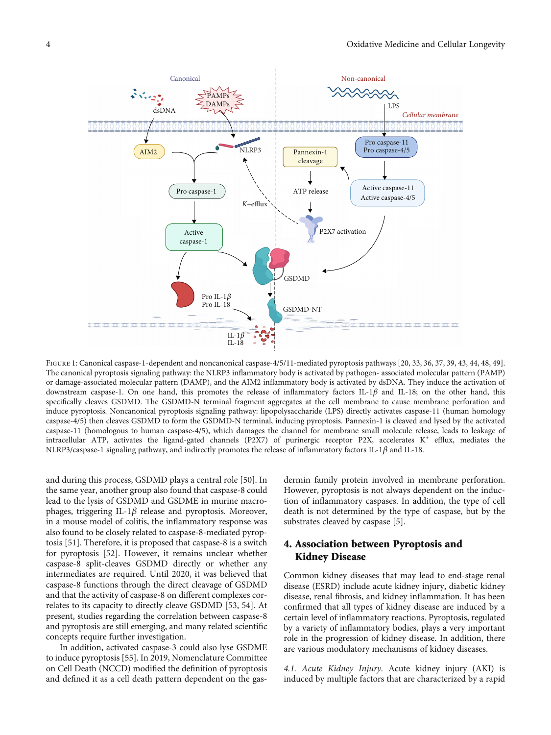Canonical

Non-canonical

dsDNA

PAMPs
DAMPs

LPS

Cellular membrane

AIM2

NLRP3

Pannexin-1
cleavage

Pro caspase-11
Pro caspase-4/5

Pro caspase-1

ATP release

Active caspase-11
Active caspase-4/5

K+efflux

P2X7 activation

Active
caspase-1

GSDMD

Pro IL-1β
Pro IL-18

GSDMD-NT

IL-1β
IL-18

Figure 1: Canonical caspase-1-dependent and noncanonical caspase-4/5/11-mediated pyroptosis pathways [20, 33, 36, 37, 39, 43, 44, 48, 49]. The canonical pyroptosis signaling pathway: the NLRP3 inflammatory body is activated by pathogen- associated molecular pattern (PAMP) or damage-associated molecular pattern (DAMP), and the AIM2 inflammatory body is activated by dsDNA. They induce the activation of downstream caspase-1. On one hand, this promotes the release of inflammatory factors IL-1$\beta$ and IL-18; on the other hand, this specifically cleaves GSDMD. The GSDMD-N terminal fragment aggregates at the cell membrane to cause membrane perforation and induce pyroptosis. Noncanonical pyroptosis signaling pathway: lipopolysaccharide (LPS) directly activates caspase-11 (human homology caspase-4/5) then cleaves GSDMD to form the GSDMD-N terminal, inducing pyroptosis. Pannexin-1 is cleaved and lysed by the activated caspase-11 (homologous to human caspase-4/5), which damages the channel for membrane small molecule release, leads to leakage of intracellular ATP, activates the ligand-gated channels (P2X7) of purinergic receptor P2X, accelerates $K^+$ efflux, mediates the NLRP3/caspase-1 signaling pathway, and indirectly promotes the release of inflammatory factors IL-1$\beta$ and IL-18.

and during this process, GSDMD plays a central role [50]. In the same year, another group also found that caspase-8 could lead to the lysis of GSDMD and GSDME in murine macrophages, triggering IL-1$\beta$ release and pyroptosis. Moreover, in a mouse model of colitis, the inflammatory response was also found to be closely related to caspase-8-mediated pyroptosis [51]. Therefore, it is proposed that caspase-8 is a switch for pyroptosis [52]. However, it remains unclear whether caspase-8 split-cleaves GSDMD directly or whether any intermediates are required. Until 2020, it was believed that caspase-8 functions through the direct cleavage of GSDMD and that the activity of caspase-8 on different complexes correlates to its capacity to directly cleave GSDMD [53, 54]. At present, studies regarding the correlation between caspase-8 and pyroptosis are still emerging, and many related scientific concepts require further investigation.

In addition, activated caspase-3 could also lyse GSDME to induce pyroptosis [55]. In 2019, Nomenclature Committee on Cell Death (NCCD) modified the definition of pyroptosis and defined it as a cell death pattern dependent on the gasdermin family protein involved in membrane perforation. However, pyroptosis is not always dependent on the induction of inflammatory caspases. In addition, the type of cell death is not determined by the type of caspase, but by the substrates cleaved by caspase [5].

## 4. Association between Pyroptosis and Kidney Disease

Common kidney diseases that may lead to end-stage renal disease (ESRD) include acute kidney injury, diabetic kidney disease, renal fibrosis, and kidney inflammation. It has been confirmed that all types of kidney disease are induced by a certain level of inflammatory reactions. Pyroptosis, regulated by a variety of inflammatory bodies, plays a very important role in the progression of kidney disease. In addition, there are various modulatory mechanisms of kidney diseases.

*4.1. Acute Kidney Injury.* Acute kidney injury (AKI) is induced by multiple factors that are characterized by a rapid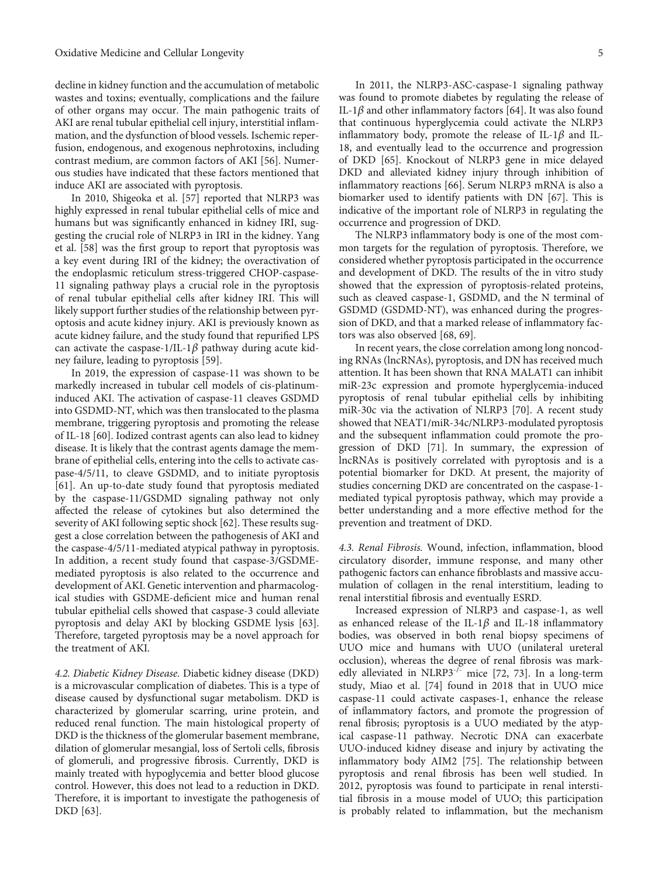decline in kidney function and the accumulation of metabolic wastes and toxins; eventually, complications and the failure of other organs may occur. The main pathogenic traits of AKI are renal tubular epithelial cell injury, interstitial inflammation, and the dysfunction of blood vessels. Ischemic reperfusion, endogenous, and exogenous nephrotoxins, including contrast medium, are common factors of AKI [56]. Numerous studies have indicated that these factors mentioned that induce AKI are associated with pyroptosis.

In 2010, Shigeoka et al. [57] reported that NLRP3 was highly expressed in renal tubular epithelial cells of mice and humans but was significantly enhanced in kidney IRI, suggesting the crucial role of NLRP3 in IRI in the kidney. Yang et al. [58] was the first group to report that pyroptosis was a key event during IRI of the kidney; the overactivation of the endoplasmic reticulum stress-triggered CHOP-caspase-11 signaling pathway plays a crucial role in the pyroptosis of renal tubular epithelial cells after kidney IRI. This will likely support further studies of the relationship between pyroptosis and acute kidney injury. AKI is previously known as acute kidney failure, and the study found that repurified LPS can activate the caspase-1/IL-1$\beta$ pathway during acute kidney failure, leading to pyroptosis [59].

In 2019, the expression of caspase-11 was shown to be markedly increased in tubular cell models of cis-platinum-induced AKI. The activation of caspase-11 cleaves GSDMD into GSDMD-NT, which was then translocated to the plasma membrane, triggering pyroptosis and promoting the release of IL-18 [60]. Iodized contrast agents can also lead to kidney disease. It is likely that the contrast agents damage the membrane of epithelial cells, entering into the cells to activate caspase-4/5/11, to cleave GSDMD, and to initiate pyroptosis [61]. An up-to-date study found that pyroptosis mediated by the caspase-11/GSDMD signaling pathway not only affected the release of cytokines but also determined the severity of AKI following septic shock [62]. These results suggest a close correlation between the pathogenesis of AKI and the caspase-4/5/11-mediated atypical pathway in pyroptosis. In addition, a recent study found that caspase-3/GSDME-mediated pyroptosis is also related to the occurrence and development of AKI. Genetic intervention and pharmacological studies with GSDME-deficient mice and human renal tubular epithelial cells showed that caspase-3 could alleviate pyroptosis and delay AKI by blocking GSDME lysis [63]. Therefore, targeted pyroptosis may be a novel approach for the treatment of AKI.

*4.2. Diabetic Kidney Disease.* Diabetic kidney disease (DKD) is a microvascular complication of diabetes. This is a type of disease caused by dysfunctional sugar metabolism. DKD is characterized by glomerular scarring, urine protein, and reduced renal function. The main histological property of DKD is the thickness of the glomerular basement membrane, dilation of glomerular mesangial, loss of Sertoli cells, fibrosis of glomeruli, and progressive fibrosis. Currently, DKD is mainly treated with hypoglycemia and better blood glucose control. However, this does not lead to a reduction in DKD. Therefore, it is important to investigate the pathogenesis of DKD [63].

In 2011, the NLRP3-ASC-caspase-1 signaling pathway was found to promote diabetes by regulating the release of IL-1$\beta$ and other inflammatory factors [64]. It was also found that continuous hyperglycemia could activate the NLRP3 inflammatory body, promote the release of IL-1$\beta$ and IL-18, and eventually lead to the occurrence and progression of DKD [65]. Knockout of NLRP3 gene in mice delayed DKD and alleviated kidney injury through inhibition of inflammatory reactions [66]. Serum NLRP3 mRNA is also a biomarker used to identify patients with DN [67]. This is indicative of the important role of NLRP3 in regulating the occurrence and progression of DKD.

The NLRP3 inflammatory body is one of the most common targets for the regulation of pyroptosis. Therefore, we considered whether pyroptosis participated in the occurrence and development of DKD. The results of the in vitro study showed that the expression of pyroptosis-related proteins, such as cleaved caspase-1, GSDMD, and the N terminal of GSDMD (GSDMD-NT), was enhanced during the progression of DKD, and that a marked release of inflammatory factors was also observed [68, 69].

In recent years, the close correlation among long noncoding RNAs (lncRNAs), pyroptosis, and DN has received much attention. It has been shown that RNA MALAT1 can inhibit miR-23c expression and promote hyperglycemia-induced pyroptosis of renal tubular epithelial cells by inhibiting miR-30c via the activation of NLRP3 [70]. A recent study showed that NEAT1/miR-34c/NLRP3-modulated pyroptosis and the subsequent inflammation could promote the progression of DKD [71]. In summary, the expression of lncRNAs is positively correlated with pyroptosis and is a potential biomarker for DKD. At present, the majority of studies concerning DKD are concentrated on the caspase-1-mediated typical pyroptosis pathway, which may provide a better understanding and a more effective method for the prevention and treatment of DKD.

*4.3. Renal Fibrosis.* Wound, infection, inflammation, blood circulatory disorder, immune response, and many other pathogenic factors can enhance fibroblasts and massive accumulation of collagen in the renal interstitium, leading to renal interstitial fibrosis and eventually ESRD.

Increased expression of NLRP3 and caspase-1, as well as enhanced release of the IL-1$\beta$ and IL-18 inflammatory bodies, was observed in both renal biopsy specimens of UUO mice and humans with UUO (unilateral ureteral occlusion), whereas the degree of renal fibrosis was markedly alleviated in NLRP3$^{-/-}$ mice [72, 73]. In a long-term study, Miao et al. [74] found in 2018 that in UUO mice caspase-11 could activate caspases-1, enhance the release of inflammatory factors, and promote the progression of renal fibrosis; pyroptosis is a UUO mediated by the atypical caspase-11 pathway. Necrotic DNA can exacerbate UUO-induced kidney disease and injury by activating the inflammatory body AIM2 [75]. The relationship between pyroptosis and renal fibrosis has been well studied. In 2012, pyroptosis was found to participate in renal interstitial fibrosis in a mouse model of UUO; this participation is probably related to inflammation, but the mechanism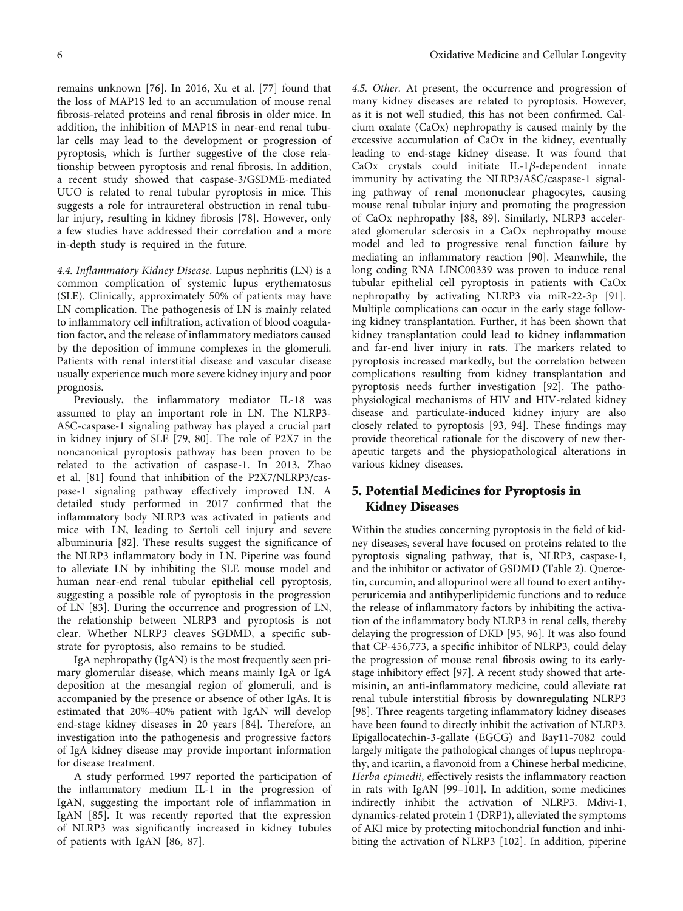remains unknown [76]. In 2016, Xu et al. [77] found that the loss of MAP1S led to an accumulation of mouse renal fibrosis-related proteins and renal fibrosis in older mice. In addition, the inhibition of MAP1S in near-end renal tubular cells may lead to the development or progression of pyroptosis, which is further suggestive of the close relationship between pyroptosis and renal fibrosis. In addition, a recent study showed that caspase-3/GSDME-mediated UUO is related to renal tubular pyroptosis in mice. This suggests a role for intraureteral obstruction in renal tubular injury, resulting in kidney fibrosis [78]. However, only a few studies have addressed their correlation and a more in-depth study is required in the future.

*4.4. Inflammatory Kidney Disease.* Lupus nephritis (LN) is a common complication of systemic lupus erythematosus (SLE). Clinically, approximately 50% of patients may have LN complication. The pathogenesis of LN is mainly related to inflammatory cell infiltration, activation of blood coagulation factor, and the release of inflammatory mediators caused by the deposition of immune complexes in the glomeruli. Patients with renal interstitial disease and vascular disease usually experience much more severe kidney injury and poor prognosis.

Previously, the inflammatory mediator IL-18 was assumed to play an important role in LN. The NLRP3-ASC-caspase-1 signaling pathway has played a crucial part in kidney injury of SLE [79, 80]. The role of P2X7 in the noncanonical pyroptosis pathway has been proven to be related to the activation of caspase-1. In 2013, Zhao et al. [81] found that inhibition of the P2X7/NLRP3/caspase-1 signaling pathway effectively improved LN. A detailed study performed in 2017 confirmed that the inflammatory body NLRP3 was activated in patients and mice with LN, leading to Sertoli cell injury and severe albuminuria [82]. These results suggest the significance of the NLRP3 inflammatory body in LN. Piperine was found to alleviate LN by inhibiting the SLE mouse model and human near-end renal tubular epithelial cell pyroptosis, suggesting a possible role of pyroptosis in the progression of LN [83]. During the occurrence and progression of LN, the relationship between NLRP3 and pyroptosis is not clear. Whether NLRP3 cleaves SGDMD, a specific substrate for pyroptosis, also remains to be studied.

IgA nephropathy (IgAN) is the most frequently seen primary glomerular disease, which means mainly IgA or IgA deposition at the mesangial region of glomeruli, and is accompanied by the presence or absence of other IgAs. It is estimated that 20%–40% patient with IgAN will develop end-stage kidney diseases in 20 years [84]. Therefore, an investigation into the pathogenesis and progressive factors of IgA kidney disease may provide important information for disease treatment.

A study performed 1997 reported the participation of the inflammatory medium IL-1 in the progression of IgAN, suggesting the important role of inflammation in IgAN [85]. It was recently reported that the expression of NLRP3 was significantly increased in kidney tubules of patients with IgAN [86, 87].

*4.5. Other.* At present, the occurrence and progression of many kidney diseases are related to pyroptosis. However, as it is not well studied, this has not been confirmed. Calcium oxalate (CaOx) nephropathy is caused mainly by the excessive accumulation of CaOx in the kidney, eventually leading to end-stage kidney disease. It was found that CaOx crystals could initiate IL-1$\beta$-dependent innate immunity by activating the NLRP3/ASC/caspase-1 signaling pathway of renal mononuclear phagocytes, causing mouse renal tubular injury and promoting the progression of CaOx nephropathy [88, 89]. Similarly, NLRP3 accelerated glomerular sclerosis in a CaOx nephropathy mouse model and led to progressive renal function failure by mediating an inflammatory reaction [90]. Meanwhile, the long coding RNA LINC00339 was proven to induce renal tubular epithelial cell pyroptosis in patients with CaOx nephropathy by activating NLRP3 via miR-22-3p [91]. Multiple complications can occur in the early stage following kidney transplantation. Further, it has been shown that kidney transplantation could lead to kidney inflammation and far-end liver injury in rats. The markers related to pyroptosis increased markedly, but the correlation between complications resulting from kidney transplantation and pyroptosis needs further investigation [92]. The pathophysiological mechanisms of HIV and HIV-related kidney disease and particulate-induced kidney injury are also closely related to pyroptosis [93, 94]. These findings may provide theoretical rationale for the discovery of new therapeutic targets and the physiopathological alterations in various kidney diseases.

## 5. Potential Medicines for Pyroptosis in Kidney Diseases

Within the studies concerning pyroptosis in the field of kidney diseases, several have focused on proteins related to the pyroptosis signaling pathway, that is, NLRP3, caspase-1, and the inhibitor or activator of GSDMD (Table 2). Quercetin, curcumin, and allopurinol were all found to exert antihyperuricemia and antihyperlipidemic functions and to reduce the release of inflammatory factors by inhibiting the activation of the inflammatory body NLRP3 in renal cells, thereby delaying the progression of DKD [95, 96]. It was also found that CP-456,773, a specific inhibitor of NLRP3, could delay the progression of mouse renal fibrosis owing to its early-stage inhibitory effect [97]. A recent study showed that artemisinin, an anti-inflammatory medicine, could alleviate rat renal tubule interstitial fibrosis by downregulating NLRP3 [98]. Three reagents targeting inflammatory kidney diseases have been found to directly inhibit the activation of NLRP3. Epigallocatechin-3-gallate (EGCG) and Bay11-7082 could largely mitigate the pathological changes of lupus nephropathy, and icariin, a flavonoid from a Chinese herbal medicine, *Herba epimedii*, effectively resists the inflammatory reaction in rats with IgAN [99–101]. In addition, some medicines indirectly inhibit the activation of NLRP3. Mdivi-1, dynamics-related protein 1 (DRP1), alleviated the symptoms of AKI mice by protecting mitochondrial function and inhibiting the activation of NLRP3 [102]. In addition, piperine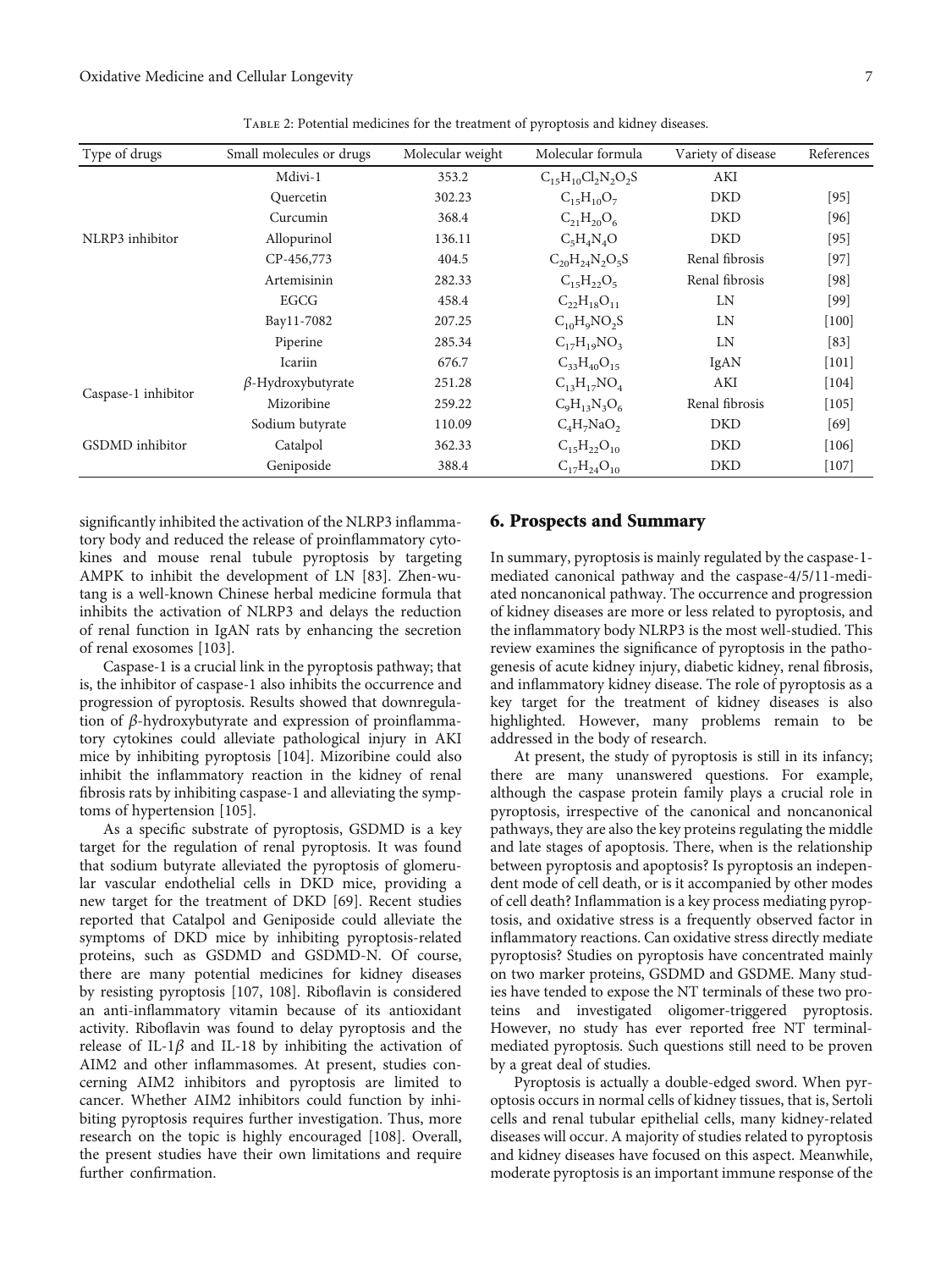Table 2: Potential medicines for the treatment of pyroptosis and kidney diseases.

| Type of drugs | Small molecules or drugs | Molecular weight | Molecular formula | Variety of disease | References |
|---|---|---|---|---|---|
| NLRP3 inhibitor | Mdivi-1 | 353.2 | $C_{15}H_{10}Cl_2N_2O_2S$ | AKI | |
| | Quercetin | 302.23 | $C_{15}H_{10}O_7$ | DKD | [95] |
| | Curcumin | 368.4 | $C_{21}H_{20}O_6$ | DKD | [96] |
| | Allopurinol | 136.11 | $C_5H_4N_4O$ | DKD | [95] |
| | CP-456,773 | 404.5 | $C_{20}H_{24}N_2O_5S$ | Renal fibrosis | [97] |
| | Artemisinin | 282.33 | $C_{15}H_{22}O_5$ | Renal fibrosis | [98] |
| | EGCG | 458.4 | $C_{22}H_{18}O_{11}$ | LN | [99] |
| | Bay11-7082 | 207.25 | $C_{10}H_9NO_2S$ | LN | [100] |
| | Piperine | 285.34 | $C_{17}H_{19}NO_3$ | LN | [83] |
| | Icariin | 676.7 | $C_{33}H_{40}O_{15}$ | IgAN | [101] |
| Caspase-1 inhibitor | $\beta$-Hydroxybutyrate | 251.28 | $C_{13}H_{17}NO_4$ | AKI | [104] |
| | Mizoribine | 259.22 | $C_9H_{13}N_3O_6$ | Renal fibrosis | [105] |
| GSDMD inhibitor | Sodium butyrate | 110.09 | $C_4H_7NaO_2$ | DKD | [69] |
| | Catalpol | 362.33 | $C_{15}H_{22}O_{10}$ | DKD | [106] |
| | Geniposide | 388.4 | $C_{17}H_{24}O_{10}$ | DKD | [107] |

significantly inhibited the activation of the NLRP3 inflammatory body and reduced the release of proinflammatory cytokines and mouse renal tubule pyroptosis by targeting AMPK to inhibit the development of LN [83]. Zhen-wu-tang is a well-known Chinese herbal medicine formula that inhibits the activation of NLRP3 and delays the reduction of renal function in IgAN rats by enhancing the secretion of renal exosomes [103].

Caspase-1 is a crucial link in the pyroptosis pathway; that is, the inhibitor of caspase-1 also inhibits the occurrence and progression of pyroptosis. Results showed that downregulation of $\beta$-hydroxybutyrate and expression of proinflammatory cytokines could alleviate pathological injury in AKI mice by inhibiting pyroptosis [104]. Mizoribine could also inhibit the inflammatory reaction in the kidney of renal fibrosis rats by inhibiting caspase-1 and alleviating the symptoms of hypertension [105].

As a specific substrate of pyroptosis, GSDMD is a key target for the regulation of renal pyroptosis. It was found that sodium butyrate alleviated the pyroptosis of glomerular vascular endothelial cells in DKD mice, providing a new target for the treatment of DKD [69]. Recent studies reported that Catalpol and Geniposide could alleviate the symptoms of DKD mice by inhibiting pyroptosis-related proteins, such as GSDMD and GSDMD-N. Of course, there are many potential medicines for kidney diseases by resisting pyroptosis [107, 108]. Riboflavin is considered an anti-inflammatory vitamin because of its antioxidant activity. Riboflavin was found to delay pyroptosis and the release of IL-1$\beta$ and IL-18 by inhibiting the activation of AIM2 and other inflammasomes. At present, studies concerning AIM2 inhibitors and pyroptosis are limited to cancer. Whether AIM2 inhibitors could function by inhibiting pyroptosis requires further investigation. Thus, more research on the topic is highly encouraged [108]. Overall, the present studies have their own limitations and require further confirmation.

## 6. Prospects and Summary

In summary, pyroptosis is mainly regulated by the caspase-1-mediated canonical pathway and the caspase-4/5/11-mediated noncanonical pathway. The occurrence and progression of kidney diseases are more or less related to pyroptosis, and the inflammatory body NLRP3 is the most well-studied. This review examines the significance of pyroptosis in the pathogenesis of acute kidney injury, diabetic kidney, renal fibrosis, and inflammatory kidney disease. The role of pyroptosis as a key target for the treatment of kidney diseases is also highlighted. However, many problems remain to be addressed in the body of research.

At present, the study of pyroptosis is still in its infancy; there are many unanswered questions. For example, although the caspase protein family plays a crucial role in pyroptosis, irrespective of the canonical and noncanonical pathways, they are also the key proteins regulating the middle and late stages of apoptosis. There, when is the relationship between pyroptosis and apoptosis? Is pyroptosis an independent mode of cell death, or is it accompanied by other modes of cell death? Inflammation is a key process mediating pyroptosis, and oxidative stress is a frequently observed factor in inflammatory reactions. Can oxidative stress directly mediate pyroptosis? Studies on pyroptosis have concentrated mainly on two marker proteins, GSDMD and GSDME. Many studies have tended to expose the NT terminals of these two proteins and investigated oligomer-triggered pyroptosis. However, no study has ever reported free NT terminal-mediated pyroptosis. Such questions still need to be proven by a great deal of studies.

Pyroptosis is actually a double-edged sword. When pyroptosis occurs in normal cells of kidney tissues, that is, Sertoli cells and renal tubular epithelial cells, many kidney-related diseases will occur. A majority of studies related to pyroptosis and kidney diseases have focused on this aspect. Meanwhile, moderate pyroptosis is an important immune response of the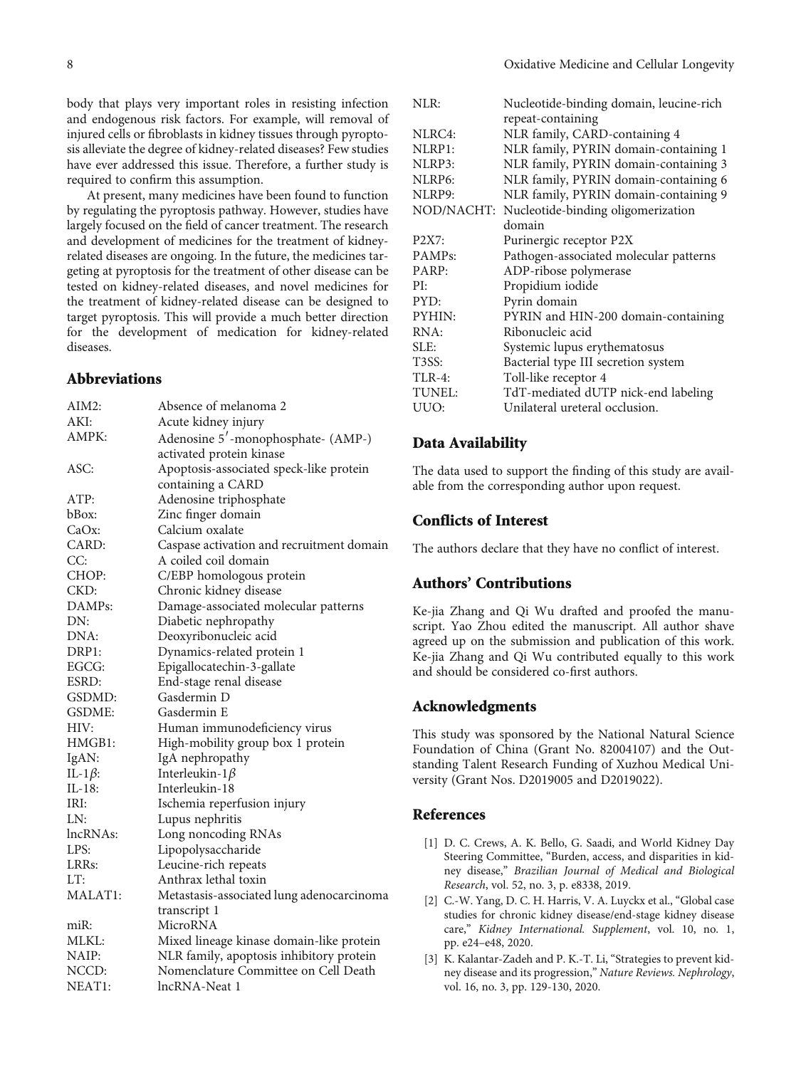body that plays very important roles in resisting infection and endogenous risk factors. For example, will removal of injured cells or fibroblasts in kidney tissues through pyroptosis alleviate the degree of kidney-related diseases? Few studies have ever addressed this issue. Therefore, a further study is required to confirm this assumption.

At present, many medicines have been found to function by regulating the pyroptosis pathway. However, studies have largely focused on the field of cancer treatment. The research and development of medicines for the treatment of kidney-related diseases are ongoing. In the future, the medicines targeting at pyroptosis for the treatment of other disease can be tested on kidney-related diseases, and novel medicines for the treatment of kidney-related disease can be designed to target pyroptosis. This will provide a much better direction for the development of medication for kidney-related diseases.

## Abbreviations

| | |
|---|---|
| AIM2: | Absence of melanoma 2 |
| AKI: | Acute kidney injury |
| AMPK: | Adenosine 5′-monophosphate- (AMP-) activated protein kinase |
| ASC: | Apoptosis-associated speck-like protein containing a CARD |
| ATP: | Adenosine triphosphate |
| bBox: | Zinc finger domain |
| CaOx: | Calcium oxalate |
| CARD: | Caspase activation and recruitment domain |
| CC: | A coiled coil domain |
| CHOP: | C/EBP homologous protein |
| CKD: | Chronic kidney disease |
| DAMPs: | Damage-associated molecular patterns |
| DN: | Diabetic nephropathy |
| DNA: | Deoxyribonucleic acid |
| DRP1: | Dynamics-related protein 1 |
| EGCG: | Epigallocatechin-3-gallate |
| ESRD: | End-stage renal disease |
| GSDMD: | Gasdermin D |
| GSDME: | Gasdermin E |
| HIV: | Human immunodeficiency virus |
| HMGB1: | High-mobility group box 1 protein |
| IgAN: | IgA nephropathy |
| IL-1$\beta$: | Interleukin-1$\beta$ |
| IL-18: | Interleukin-18 |
| IRI: | Ischemia reperfusion injury |
| LN: | Lupus nephritis |
| lncRNAs: | Long noncoding RNAs |
| LPS: | Lipopolysaccharide |
| LRRs: | Leucine-rich repeats |
| LT: | Anthrax lethal toxin |
| MALAT1: | Metastasis-associated lung adenocarcinoma transcript 1 |
| miR: | MicroRNA |
| MLKL: | Mixed lineage kinase domain-like protein |
| NAIP: | NLR family, apoptosis inhibitory protein |
| NCCD: | Nomenclature Committee on Cell Death |
| NEAT1: | lncRNA-Neat 1 |
| NLR: | Nucleotide-binding domain, leucine-rich repeat-containing |
| NLRC4: | NLR family, CARD-containing 4 |
| NLRP1: | NLR family, PYRIN domain-containing 1 |
| NLRP3: | NLR family, PYRIN domain-containing 3 |
| NLRP6: | NLR family, PYRIN domain-containing 6 |
| NLRP9: | NLR family, PYRIN domain-containing 9 |
| NOD/NACHT: | Nucleotide-binding oligomerization domain |
| P2X7: | Purinergic receptor P2X |
| PAMPs: | Pathogen-associated molecular patterns |
| PARP: | ADP-ribose polymerase |
| PI: | Propidium iodide |
| PYD: | Pyrin domain |
| PYHIN: | PYRIN and HIN-200 domain-containing |
| RNA: | Ribonucleic acid |
| SLE: | Systemic lupus erythematosus |
| T3SS: | Bacterial type III secretion system |
| TLR-4: | Toll-like receptor 4 |
| TUNEL: | TdT-mediated dUTP nick-end labeling |
| UUO: | Unilateral ureteral occlusion. |

## Data Availability

The data used to support the finding of this study are available from the corresponding author upon request.

## Conflicts of Interest

The authors declare that they have no conflict of interest.

## Authors' Contributions

Ke-jia Zhang and Qi Wu drafted and proofed the manuscript. Yao Zhou edited the manuscript. All author shave agreed up on the submission and publication of this work. Ke-jia Zhang and Qi Wu contributed equally to this work and should be considered co-first authors.

## Acknowledgments

This study was sponsored by the National Natural Science Foundation of China (Grant No. 82004107) and the Outstanding Talent Research Funding of Xuzhou Medical University (Grant Nos. D2019005 and D2019022).

## References

[1] D. C. Crews, A. K. Bello, G. Saadi, and World Kidney Day Steering Committee, "Burden, access, and disparities in kidney disease," *Brazilian Journal of Medical and Biological Research*, vol. 52, no. 3, p. e8338, 2019.

[2] C.-W. Yang, D. C. H. Harris, V. A. Luyckx et al., "Global case studies for chronic kidney disease/end-stage kidney disease care," *Kidney International. Supplement*, vol. 10, no. 1, pp. e24–e48, 2020.

[3] K. Kalantar-Zadeh and P. K.-T. Li, "Strategies to prevent kidney disease and its progression," *Nature Reviews. Nephrology*, vol. 16, no. 3, pp. 129-130, 2020.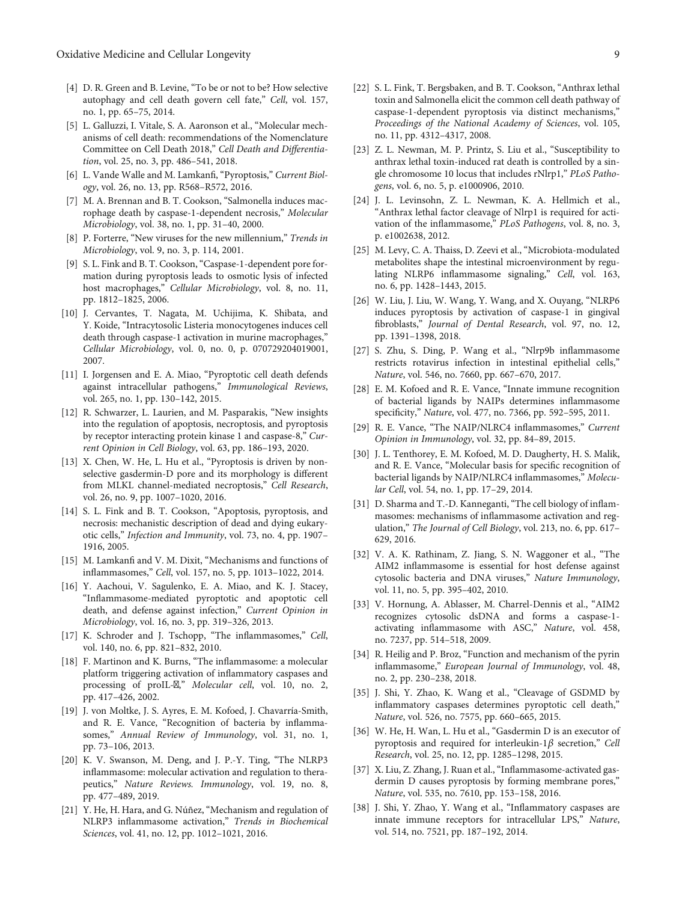[4] D. R. Green and B. Levine, "To be or not to be? How selective autophagy and cell death govern cell fate," *Cell*, vol. 157, no. 1, pp. 65–75, 2014.

[5] L. Galluzzi, I. Vitale, S. A. Aaronson et al., "Molecular mechanisms of cell death: recommendations of the Nomenclature Committee on Cell Death 2018," *Cell Death and Differentiation*, vol. 25, no. 3, pp. 486–541, 2018.

[6] L. Vande Walle and M. Lamkanfi, "Pyroptosis," *Current Biology*, vol. 26, no. 13, pp. R568–R572, 2016.

[7] M. A. Brennan and B. T. Cookson, "Salmonella induces macrophage death by caspase-1-dependent necrosis," *Molecular Microbiology*, vol. 38, no. 1, pp. 31–40, 2000.

[8] P. Forterre, "New viruses for the new millennium," *Trends in Microbiology*, vol. 9, no. 3, p. 114, 2001.

[9] S. L. Fink and B. T. Cookson, "Caspase-1-dependent pore formation during pyroptosis leads to osmotic lysis of infected host macrophages," *Cellular Microbiology*, vol. 8, no. 11, pp. 1812–1825, 2006.

[10] J. Cervantes, T. Nagata, M. Uchijima, K. Shibata, and Y. Koide, "Intracytosolic Listeria monocytogenes induces cell death through caspase-1 activation in murine macrophages," *Cellular Microbiology*, vol. 0, no. 0, p. 070729204019001, 2007.

[11] I. Jorgensen and E. A. Miao, "Pyroptotic cell death defends against intracellular pathogens," *Immunological Reviews*, vol. 265, no. 1, pp. 130–142, 2015.

[12] R. Schwarzer, L. Laurien, and M. Pasparakis, "New insights into the regulation of apoptosis, necroptosis, and pyroptosis by receptor interacting protein kinase 1 and caspase-8," *Current Opinion in Cell Biology*, vol. 63, pp. 186–193, 2020.

[13] X. Chen, W. He, L. Hu et al., "Pyroptosis is driven by non-selective gasdermin-D pore and its morphology is different from MLKL channel-mediated necroptosis," *Cell Research*, vol. 26, no. 9, pp. 1007–1020, 2016.

[14] S. L. Fink and B. T. Cookson, "Apoptosis, pyroptosis, and necrosis: mechanistic description of dead and dying eukaryotic cells," *Infection and Immunity*, vol. 73, no. 4, pp. 1907–1916, 2005.

[15] M. Lamkanfi and V. M. Dixit, "Mechanisms and functions of inflammasomes," *Cell*, vol. 157, no. 5, pp. 1013–1022, 2014.

[16] Y. Aachoui, V. Sagulenko, E. A. Miao, and K. J. Stacey, "Inflammasome-mediated pyroptotic and apoptotic cell death, and defense against infection," *Current Opinion in Microbiology*, vol. 16, no. 3, pp. 319–326, 2013.

[17] K. Schroder and J. Tschopp, "The inflammasomes," *Cell*, vol. 140, no. 6, pp. 821–832, 2010.

[18] F. Martinon and K. Burns, "The inflammasome: a molecular platform triggering activation of inflammatory caspases and processing of proIL-�," *Molecular cell*, vol. 10, no. 2, pp. 417–426, 2002.

[19] J. von Moltke, J. S. Ayres, E. M. Kofoed, J. Chavarría-Smith, and R. E. Vance, "Recognition of bacteria by inflammasomes," *Annual Review of Immunology*, vol. 31, no. 1, pp. 73–106, 2013.

[20] K. V. Swanson, M. Deng, and J. P.-Y. Ting, "The NLRP3 inflammasome: molecular activation and regulation to therapeutics," *Nature Reviews. Immunology*, vol. 19, no. 8, pp. 477–489, 2019.

[21] Y. He, H. Hara, and G. Núñez, "Mechanism and regulation of NLRP3 inflammasome activation," *Trends in Biochemical Sciences*, vol. 41, no. 12, pp. 1012–1021, 2016.

[22] S. L. Fink, T. Bergsbaken, and B. T. Cookson, "Anthrax lethal toxin and Salmonella elicit the common cell death pathway of caspase-1-dependent pyroptosis via distinct mechanisms," *Proceedings of the National Academy of Sciences*, vol. 105, no. 11, pp. 4312–4317, 2008.

[23] Z. L. Newman, M. P. Printz, S. Liu et al., "Susceptibility to anthrax lethal toxin-induced rat death is controlled by a single chromosome 10 locus that includes rNlrp1," *PLoS Pathogens*, vol. 6, no. 5, p. e1000906, 2010.

[24] J. L. Levinsohn, Z. L. Newman, K. A. Hellmich et al., "Anthrax lethal factor cleavage of Nlrp1 is required for activation of the inflammasome," *PLoS Pathogens*, vol. 8, no. 3, p. e1002638, 2012.

[25] M. Levy, C. A. Thaiss, D. Zeevi et al., "Microbiota-modulated metabolites shape the intestinal microenvironment by regulating NLRP6 inflammasome signaling," *Cell*, vol. 163, no. 6, pp. 1428–1443, 2015.

[26] W. Liu, J. Liu, W. Wang, Y. Wang, and X. Ouyang, "NLRP6 induces pyroptosis by activation of caspase-1 in gingival fibroblasts," *Journal of Dental Research*, vol. 97, no. 12, pp. 1391–1398, 2018.

[27] S. Zhu, S. Ding, P. Wang et al., "Nlrp9b inflammasome restricts rotavirus infection in intestinal epithelial cells," *Nature*, vol. 546, no. 7660, pp. 667–670, 2017.

[28] E. M. Kofoed and R. E. Vance, "Innate immune recognition of bacterial ligands by NAIPs determines inflammasome specificity," *Nature*, vol. 477, no. 7366, pp. 592–595, 2011.

[29] R. E. Vance, "The NAIP/NLRC4 inflammasomes," *Current Opinion in Immunology*, vol. 32, pp. 84–89, 2015.

[30] J. L. Tenthorey, E. M. Kofoed, M. D. Daugherty, H. S. Malik, and R. E. Vance, "Molecular basis for specific recognition of bacterial ligands by NAIP/NLRC4 inflammasomes," *Molecular Cell*, vol. 54, no. 1, pp. 17–29, 2014.

[31] D. Sharma and T.-D. Kanneganti, "The cell biology of inflammasomes: mechanisms of inflammasome activation and regulation," *The Journal of Cell Biology*, vol. 213, no. 6, pp. 617–629, 2016.

[32] V. A. K. Rathinam, Z. Jiang, S. N. Waggoner et al., "The AIM2 inflammasome is essential for host defense against cytosolic bacteria and DNA viruses," *Nature Immunology*, vol. 11, no. 5, pp. 395–402, 2010.

[33] V. Hornung, A. Ablasser, M. Charrel-Dennis et al., "AIM2 recognizes cytosolic dsDNA and forms a caspase-1-activating inflammasome with ASC," *Nature*, vol. 458, no. 7237, pp. 514–518, 2009.

[34] R. Heilig and P. Broz, "Function and mechanism of the pyrin inflammasome," *European Journal of Immunology*, vol. 48, no. 2, pp. 230–238, 2018.

[35] J. Shi, Y. Zhao, K. Wang et al., "Cleavage of GSDMD by inflammatory caspases determines pyroptotic cell death," *Nature*, vol. 526, no. 7575, pp. 660–665, 2015.

[36] W. He, H. Wan, L. Hu et al., "Gasdermin D is an executor of pyroptosis and required for interleukin-1$\beta$ secretion," *Cell Research*, vol. 25, no. 12, pp. 1285–1298, 2015.

[37] X. Liu, Z. Zhang, J. Ruan et al., "Inflammasome-activated gasdermin D causes pyroptosis by forming membrane pores," *Nature*, vol. 535, no. 7610, pp. 153–158, 2016.

[38] J. Shi, Y. Zhao, Y. Wang et al., "Inflammatory caspases are innate immune receptors for intracellular LPS," *Nature*, vol. 514, no. 7521, pp. 187–192, 2014.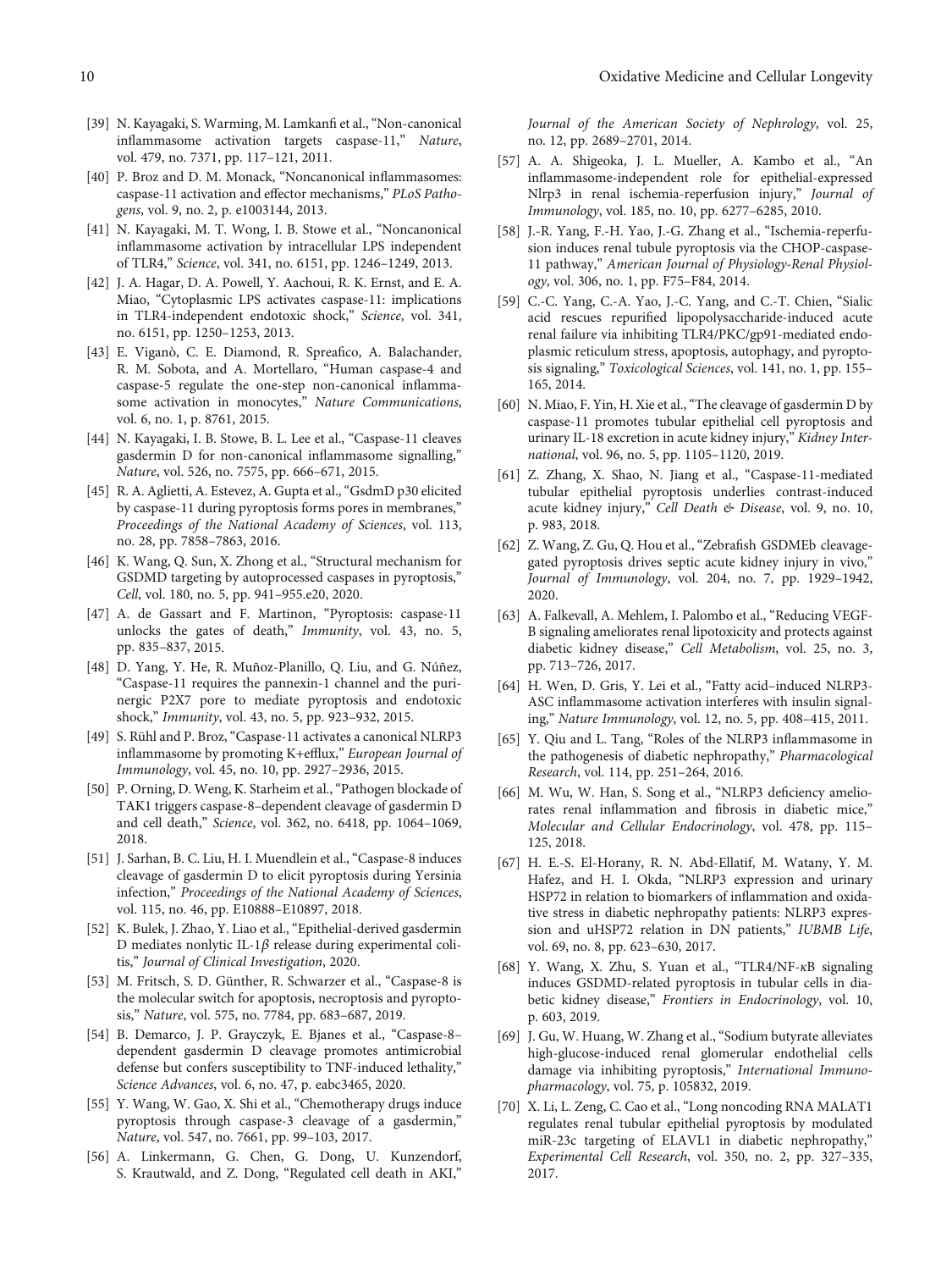[39] N. Kayagaki, S. Warming, M. Lamkanfi et al., "Non-canonical inflammasome activation targets caspase-11," *Nature*, vol. 479, no. 7371, pp. 117–121, 2011.

[40] P. Broz and D. M. Monack, "Noncanonical inflammasomes: caspase-11 activation and effector mechanisms," *PLoS Pathogens*, vol. 9, no. 2, p. e1003144, 2013.

[41] N. Kayagaki, M. T. Wong, I. B. Stowe et al., "Noncanonical inflammasome activation by intracellular LPS independent of TLR4," *Science*, vol. 341, no. 6151, pp. 1246–1249, 2013.

[42] J. A. Hagar, D. A. Powell, Y. Aachoui, R. K. Ernst, and E. A. Miao, "Cytoplasmic LPS activates caspase-11: implications in TLR4-independent endotoxic shock," *Science*, vol. 341, no. 6151, pp. 1250–1253, 2013.

[43] E. Viganò, C. E. Diamond, R. Spreafico, A. Balachander, R. M. Sobota, and A. Mortellaro, "Human caspase-4 and caspase-5 regulate the one-step non-canonical inflammasome activation in monocytes," *Nature Communications*, vol. 6, no. 1, p. 8761, 2015.

[44] N. Kayagaki, I. B. Stowe, B. L. Lee et al., "Caspase-11 cleaves gasdermin D for non-canonical inflammasome signalling," *Nature*, vol. 526, no. 7575, pp. 666–671, 2015.

[45] R. A. Aglietti, A. Estevez, A. Gupta et al., "GsdmD p30 elicited by caspase-11 during pyroptosis forms pores in membranes," *Proceedings of the National Academy of Sciences*, vol. 113, no. 28, pp. 7858–7863, 2016.

[46] K. Wang, Q. Sun, X. Zhong et al., "Structural mechanism for GSDMD targeting by autoprocessed caspases in pyroptosis," *Cell*, vol. 180, no. 5, pp. 941–955.e20, 2020.

[47] A. de Gassart and F. Martinon, "Pyroptosis: caspase-11 unlocks the gates of death," *Immunity*, vol. 43, no. 5, pp. 835–837, 2015.

[48] D. Yang, Y. He, R. Muñoz-Planillo, Q. Liu, and G. Núñez, "Caspase-11 requires the pannexin-1 channel and the purinergic P2X7 pore to mediate pyroptosis and endotoxic shock," *Immunity*, vol. 43, no. 5, pp. 923–932, 2015.

[49] S. Rühl and P. Broz, "Caspase-11 activates a canonical NLRP3 inflammasome by promoting K+efflux," *European Journal of Immunology*, vol. 45, no. 10, pp. 2927–2936, 2015.

[50] P. Orning, D. Weng, K. Starheim et al., "Pathogen blockade of TAK1 triggers caspase-8–dependent cleavage of gasdermin D and cell death," *Science*, vol. 362, no. 6418, pp. 1064–1069, 2018.

[51] J. Sarhan, B. C. Liu, H. I. Muendlein et al., "Caspase-8 induces cleavage of gasdermin D to elicit pyroptosis during Yersinia infection," *Proceedings of the National Academy of Sciences*, vol. 115, no. 46, pp. E10888–E10897, 2018.

[52] K. Bulek, J. Zhao, Y. Liao et al., "Epithelial-derived gasdermin D mediates nonlytic IL-1$\beta$ release during experimental colitis," *Journal of Clinical Investigation*, 2020.

[53] M. Fritsch, S. D. Günther, R. Schwarzer et al., "Caspase-8 is the molecular switch for apoptosis, necroptosis and pyroptosis," *Nature*, vol. 575, no. 7784, pp. 683–687, 2019.

[54] B. Demarco, J. P. Grayczyk, E. Bjanes et al., "Caspase-8–dependent gasdermin D cleavage promotes antimicrobial defense but confers susceptibility to TNF-induced lethality," *Science Advances*, vol. 6, no. 47, p. eabc3465, 2020.

[55] Y. Wang, W. Gao, X. Shi et al., "Chemotherapy drugs induce pyroptosis through caspase-3 cleavage of a gasdermin," *Nature*, vol. 547, no. 7661, pp. 99–103, 2017.

[56] A. Linkermann, G. Chen, G. Dong, U. Kunzendorf, S. Krautwald, and Z. Dong, "Regulated cell death in AKI," *Journal of the American Society of Nephrology*, vol. 25, no. 12, pp. 2689–2701, 2014.

[57] A. A. Shigeoka, J. L. Mueller, A. Kambo et al., "An inflammasome-independent role for epithelial-expressed Nlrp3 in renal ischemia-reperfusion injury," *Journal of Immunology*, vol. 185, no. 10, pp. 6277–6285, 2010.

[58] J.-R. Yang, F.-H. Yao, J.-G. Zhang et al., "Ischemia-reperfusion induces renal tubule pyroptosis via the CHOP-caspase-11 pathway," *American Journal of Physiology-Renal Physiology*, vol. 306, no. 1, pp. F75–F84, 2014.

[59] C.-C. Yang, C.-A. Yao, J.-C. Yang, and C.-T. Chien, "Sialic acid rescues repurified lipopolysaccharide-induced acute renal failure via inhibiting TLR4/PKC/gp91-mediated endoplasmic reticulum stress, apoptosis, autophagy, and pyroptosis signaling," *Toxicological Sciences*, vol. 141, no. 1, pp. 155–165, 2014.

[60] N. Miao, F. Yin, H. Xie et al., "The cleavage of gasdermin D by caspase-11 promotes tubular epithelial cell pyroptosis and urinary IL-18 excretion in acute kidney injury," *Kidney International*, vol. 96, no. 5, pp. 1105–1120, 2019.

[61] Z. Zhang, X. Shao, N. Jiang et al., "Caspase-11-mediated tubular epithelial pyroptosis underlies contrast-induced acute kidney injury," *Cell Death & Disease*, vol. 9, no. 10, p. 983, 2018.

[62] Z. Wang, Z. Gu, Q. Hou et al., "Zebrafish GSDMEb cleavage-gated pyroptosis drives septic acute kidney injury in vivo," *Journal of Immunology*, vol. 204, no. 7, pp. 1929–1942, 2020.

[63] A. Falkevall, A. Mehlem, I. Palombo et al., "Reducing VEGF-B signaling ameliorates renal lipotoxicity and protects against diabetic kidney disease," *Cell Metabolism*, vol. 25, no. 3, pp. 713–726, 2017.

[64] H. Wen, D. Gris, Y. Lei et al., "Fatty acid–induced NLRP3-ASC inflammasome activation interferes with insulin signaling," *Nature Immunology*, vol. 12, no. 5, pp. 408–415, 2011.

[65] Y. Qiu and L. Tang, "Roles of the NLRP3 inflammasome in the pathogenesis of diabetic nephropathy," *Pharmacological Research*, vol. 114, pp. 251–264, 2016.

[66] M. Wu, W. Han, S. Song et al., "NLRP3 deficiency ameliorates renal inflammation and fibrosis in diabetic mice," *Molecular and Cellular Endocrinology*, vol. 478, pp. 115–125, 2018.

[67] H. E.-S. El-Horany, R. N. Abd-Ellatif, M. Watany, Y. M. Hafez, and H. I. Okda, "NLRP3 expression and urinary HSP72 in relation to biomarkers of inflammation and oxidative stress in diabetic nephropathy patients: NLRP3 expression and uHSP72 relation in DN patients," *IUBMB Life*, vol. 69, no. 8, pp. 623–630, 2017.

[68] Y. Wang, X. Zhu, S. Yuan et al., "TLR4/NF-$\kappa$B signaling induces GSDMD-related pyroptosis in tubular cells in diabetic kidney disease," *Frontiers in Endocrinology*, vol. 10, p. 603, 2019.

[69] J. Gu, W. Huang, W. Zhang et al., "Sodium butyrate alleviates high-glucose-induced renal glomerular endothelial cells damage via inhibiting pyroptosis," *International Immunopharmacology*, vol. 75, p. 105832, 2019.

[70] X. Li, L. Zeng, C. Cao et al., "Long noncoding RNA MALAT1 regulates renal tubular epithelial pyroptosis by modulated miR-23c targeting of ELAVL1 in diabetic nephropathy," *Experimental Cell Research*, vol. 350, no. 2, pp. 327–335, 2017.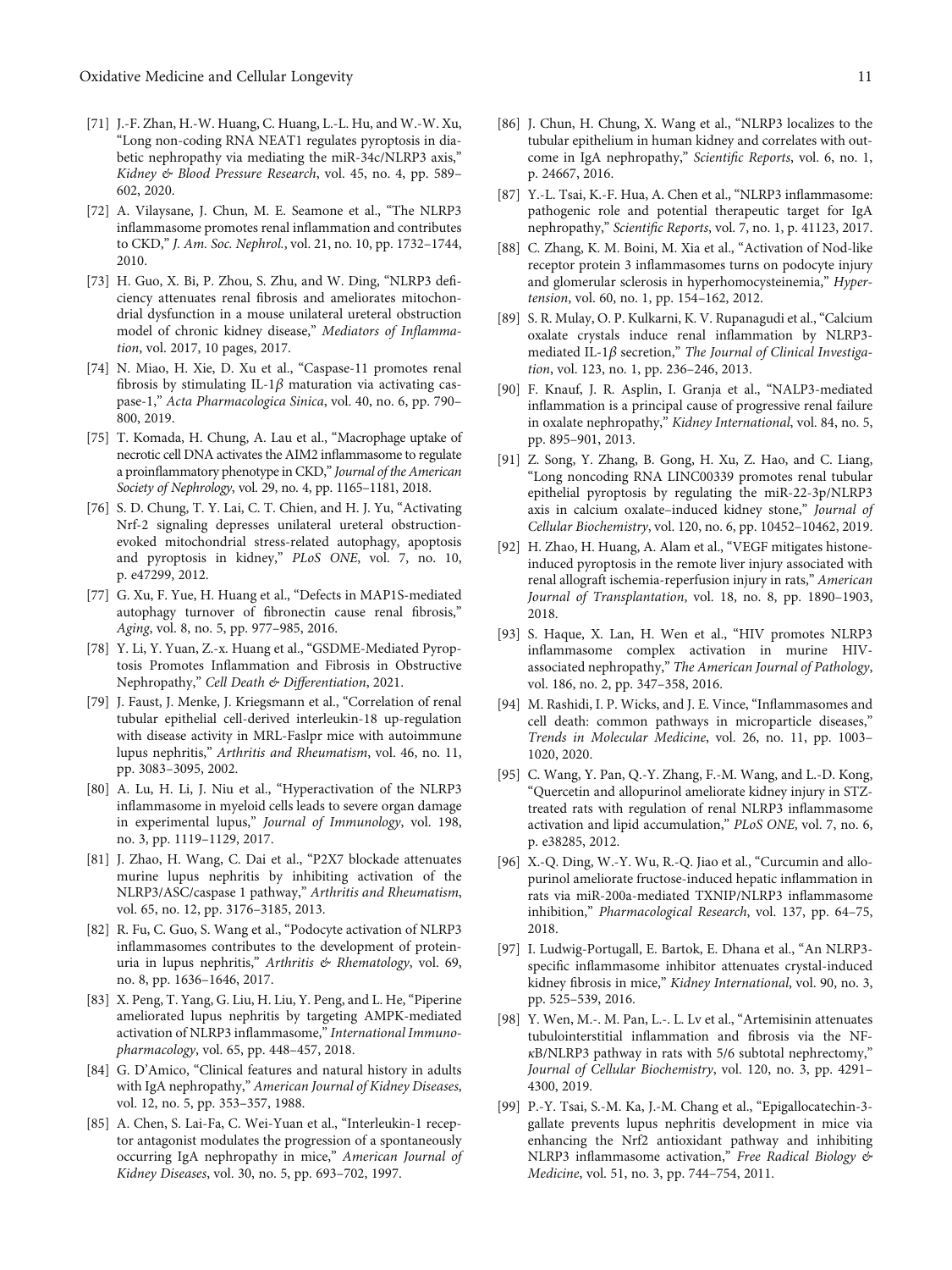[71] J.-F. Zhan, H.-W. Huang, C. Huang, L.-L. Hu, and W.-W. Xu, "Long non-coding RNA NEAT1 regulates pyroptosis in diabetic nephropathy via mediating the miR-34c/NLRP3 axis," *Kidney & Blood Pressure Research*, vol. 45, no. 4, pp. 589–602, 2020.

[72] A. Vilaysane, J. Chun, M. E. Seamone et al., "The NLRP3 inflammasome promotes renal inflammation and contributes to CKD," *J. Am. Soc. Nephrol.*, vol. 21, no. 10, pp. 1732–1744, 2010.

[73] H. Guo, X. Bi, P. Zhou, S. Zhu, and W. Ding, "NLRP3 deficiency attenuates renal fibrosis and ameliorates mitochondrial dysfunction in a mouse unilateral ureteral obstruction model of chronic kidney disease," *Mediators of Inflammation*, vol. 2017, 10 pages, 2017.

[74] N. Miao, H. Xie, D. Xu et al., "Caspase-11 promotes renal fibrosis by stimulating IL-1$\beta$ maturation via activating caspase-1," *Acta Pharmacologica Sinica*, vol. 40, no. 6, pp. 790–800, 2019.

[75] T. Komada, H. Chung, A. Lau et al., "Macrophage uptake of necrotic cell DNA activates the AIM2 inflammasome to regulate a proinflammatory phenotype in CKD," *Journal of the American Society of Nephrology*, vol. 29, no. 4, pp. 1165–1181, 2018.

[76] S. D. Chung, T. Y. Lai, C. T. Chien, and H. J. Yu, "Activating Nrf-2 signaling depresses unilateral ureteral obstruction-evoked mitochondrial stress-related autophagy, apoptosis and pyroptosis in kidney," *PLoS ONE*, vol. 7, no. 10, p. e47299, 2012.

[77] G. Xu, F. Yue, H. Huang et al., "Defects in MAP1S-mediated autophagy turnover of fibronectin cause renal fibrosis," *Aging*, vol. 8, no. 5, pp. 977–985, 2016.

[78] Y. Li, Y. Yuan, Z.-x. Huang et al., "GSDME-Mediated Pyroptosis Promotes Inflammation and Fibrosis in Obstructive Nephropathy," *Cell Death & Differentiation*, 2021.

[79] J. Faust, J. Menke, J. Kriegsmann et al., "Correlation of renal tubular epithelial cell-derived interleukin-18 up-regulation with disease activity in MRL-Faslpr mice with autoimmune lupus nephritis," *Arthritis and Rheumatism*, vol. 46, no. 11, pp. 3083–3095, 2002.

[80] A. Lu, H. Li, J. Niu et al., "Hyperactivation of the NLRP3 inflammasome in myeloid cells leads to severe organ damage in experimental lupus," *Journal of Immunology*, vol. 198, no. 3, pp. 1119–1129, 2017.

[81] J. Zhao, H. Wang, C. Dai et al., "P2X7 blockade attenuates murine lupus nephritis by inhibiting activation of the NLRP3/ASC/caspase 1 pathway," *Arthritis and Rheumatism*, vol. 65, no. 12, pp. 3176–3185, 2013.

[82] R. Fu, C. Guo, S. Wang et al., "Podocyte activation of NLRP3 inflammasomes contributes to the development of proteinuria in lupus nephritis," *Arthritis & Rhematology*, vol. 69, no. 8, pp. 1636–1646, 2017.

[83] X. Peng, T. Yang, G. Liu, H. Liu, Y. Peng, and L. He, "Piperine ameliorated lupus nephritis by targeting AMPK-mediated activation of NLRP3 inflammasome," *International Immunopharmacology*, vol. 65, pp. 448–457, 2018.

[84] G. D'Amico, "Clinical features and natural history in adults with IgA nephropathy," *American Journal of Kidney Diseases*, vol. 12, no. 5, pp. 353–357, 1988.

[85] A. Chen, S. Lai-Fa, C. Wei-Yuan et al., "Interleukin-1 receptor antagonist modulates the progression of a spontaneously occurring IgA nephropathy in mice," *American Journal of Kidney Diseases*, vol. 30, no. 5, pp. 693–702, 1997.

[86] J. Chun, H. Chung, X. Wang et al., "NLRP3 localizes to the tubular epithelium in human kidney and correlates with outcome in IgA nephropathy," *Scientific Reports*, vol. 6, no. 1, p. 24667, 2016.

[87] Y.-L. Tsai, K.-F. Hua, A. Chen et al., "NLRP3 inflammasome: pathogenic role and potential therapeutic target for IgA nephropathy," *Scientific Reports*, vol. 7, no. 1, p. 41123, 2017.

[88] C. Zhang, K. M. Boini, M. Xia et al., "Activation of Nod-like receptor protein 3 inflammasomes turns on podocyte injury and glomerular sclerosis in hyperhomocysteinemia," *Hypertension*, vol. 60, no. 1, pp. 154–162, 2012.

[89] S. R. Mulay, O. P. Kulkarni, K. V. Rupanagudi et al., "Calcium oxalate crystals induce renal inflammation by NLRP3-mediated IL-1$\beta$ secretion," *The Journal of Clinical Investigation*, vol. 123, no. 1, pp. 236–246, 2013.

[90] F. Knauf, J. R. Asplin, I. Granja et al., "NALP3-mediated inflammation is a principal cause of progressive renal failure in oxalate nephropathy," *Kidney International*, vol. 84, no. 5, pp. 895–901, 2013.

[91] Z. Song, Y. Zhang, B. Gong, H. Xu, Z. Hao, and C. Liang, "Long noncoding RNA LINC00339 promotes renal tubular epithelial pyroptosis by regulating the miR-22-3p/NLRP3 axis in calcium oxalate–induced kidney stone," *Journal of Cellular Biochemistry*, vol. 120, no. 6, pp. 10452–10462, 2019.

[92] H. Zhao, H. Huang, A. Alam et al., "VEGF mitigates histone-induced pyroptosis in the remote liver injury associated with renal allograft ischemia-reperfusion injury in rats," *American Journal of Transplantation*, vol. 18, no. 8, pp. 1890–1903, 2018.

[93] S. Haque, X. Lan, H. Wen et al., "HIV promotes NLRP3 inflammasome complex activation in murine HIV-associated nephropathy," *The American Journal of Pathology*, vol. 186, no. 2, pp. 347–358, 2016.

[94] M. Rashidi, I. P. Wicks, and J. E. Vince, "Inflammasomes and cell death: common pathways in microparticle diseases," *Trends in Molecular Medicine*, vol. 26, no. 11, pp. 1003–1020, 2020.

[95] C. Wang, Y. Pan, Q.-Y. Zhang, F.-M. Wang, and L.-D. Kong, "Quercetin and allopurinol ameliorate kidney injury in STZ-treated rats with regulation of renal NLRP3 inflammasome activation and lipid accumulation," *PLoS ONE*, vol. 7, no. 6, p. e38285, 2012.

[96] X.-Q. Ding, W.-Y. Wu, R.-Q. Jiao et al., "Curcumin and allopurinol ameliorate fructose-induced hepatic inflammation in rats via miR-200a-mediated TXNIP/NLRP3 inflammasome inhibition," *Pharmacological Research*, vol. 137, pp. 64–75, 2018.

[97] I. Ludwig-Portugall, E. Bartok, E. Dhana et al., "An NLRP3-specific inflammasome inhibitor attenuates crystal-induced kidney fibrosis in mice," *Kidney International*, vol. 90, no. 3, pp. 525–539, 2016.

[98] Y. Wen, M.-. M. Pan, L.-. L. Lv et al., "Artemisinin attenuates tubulointerstitial inflammation and fibrosis via the NF-κB/NLRP3 pathway in rats with 5/6 subtotal nephrectomy," *Journal of Cellular Biochemistry*, vol. 120, no. 3, pp. 4291–4300, 2019.

[99] P.-Y. Tsai, S.-M. Ka, J.-M. Chang et al., "Epigallocatechin-3-gallate prevents lupus nephritis development in mice via enhancing the Nrf2 antioxidant pathway and inhibiting NLRP3 inflammasome activation," *Free Radical Biology & Medicine*, vol. 51, no. 3, pp. 744–754, 2011.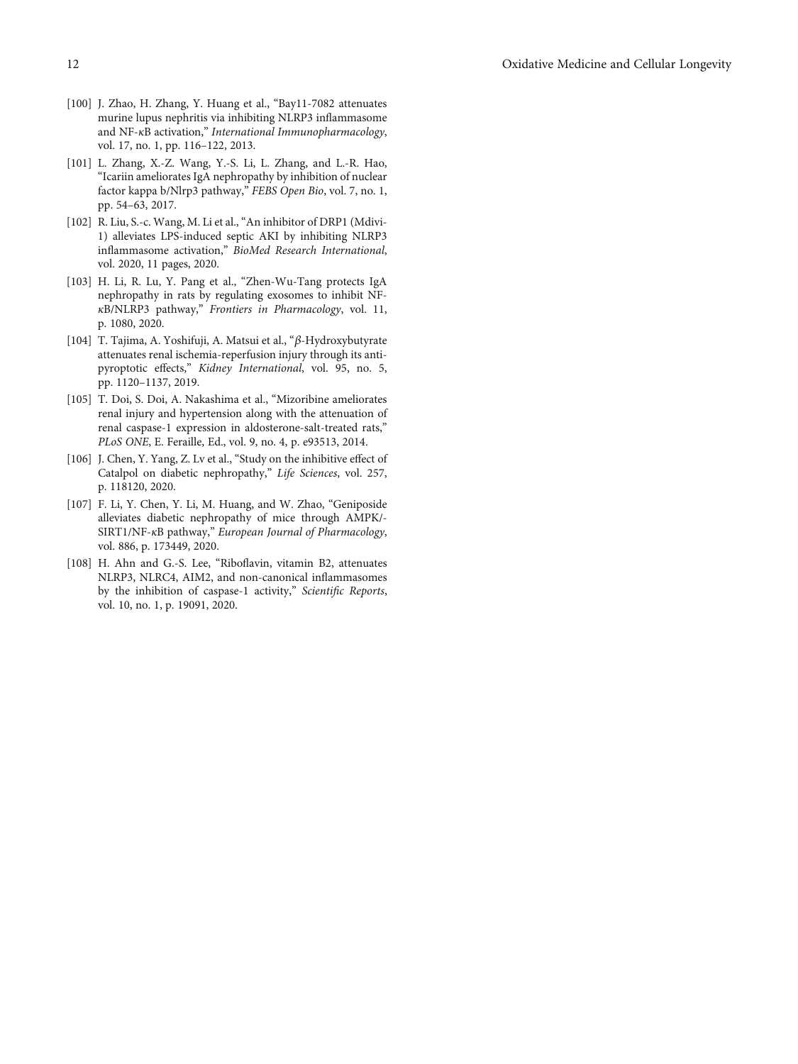[100] J. Zhao, H. Zhang, Y. Huang et al., "Bay11-7082 attenuates murine lupus nephritis via inhibiting NLRP3 inflammasome and NF-κB activation," *International Immunopharmacology*, vol. 17, no. 1, pp. 116–122, 2013.

[101] L. Zhang, X.-Z. Wang, Y.-S. Li, L. Zhang, and L.-R. Hao, "Icariin ameliorates IgA nephropathy by inhibition of nuclear factor kappa b/Nlrp3 pathway," *FEBS Open Bio*, vol. 7, no. 1, pp. 54–63, 2017.

[102] R. Liu, S.-c. Wang, M. Li et al., "An inhibitor of DRP1 (Mdivi-1) alleviates LPS-induced septic AKI by inhibiting NLRP3 inflammasome activation," *BioMed Research International*, vol. 2020, 11 pages, 2020.

[103] H. Li, R. Lu, Y. Pang et al., "Zhen-Wu-Tang protects IgA nephropathy in rats by regulating exosomes to inhibit NF-κB/NLRP3 pathway," *Frontiers in Pharmacology*, vol. 11, p. 1080, 2020.

[104] T. Tajima, A. Yoshifuji, A. Matsui et al., "β-Hydroxybutyrate attenuates renal ischemia-reperfusion injury through its anti-pyroptotic effects," *Kidney International*, vol. 95, no. 5, pp. 1120–1137, 2019.

[105] T. Doi, S. Doi, A. Nakashima et al., "Mizoribine ameliorates renal injury and hypertension along with the attenuation of renal caspase-1 expression in aldosterone-salt-treated rats," *PLoS ONE*, E. Feraille, Ed., vol. 9, no. 4, p. e93513, 2014.

[106] J. Chen, Y. Yang, Z. Lv et al., "Study on the inhibitive effect of Catalpol on diabetic nephropathy," *Life Sciences*, vol. 257, p. 118120, 2020.

[107] F. Li, Y. Chen, Y. Li, M. Huang, and W. Zhao, "Geniposide alleviates diabetic nephropathy of mice through AMPK/-SIRT1/NF-κB pathway," *European Journal of Pharmacology*, vol. 886, p. 173449, 2020.

[108] H. Ahn and G.-S. Lee, "Riboflavin, vitamin B2, attenuates NLRP3, NLRC4, AIM2, and non-canonical inflammasomes by the inhibition of caspase-1 activity," *Scientific Reports*, vol. 10, no. 1, p. 19091, 2020.